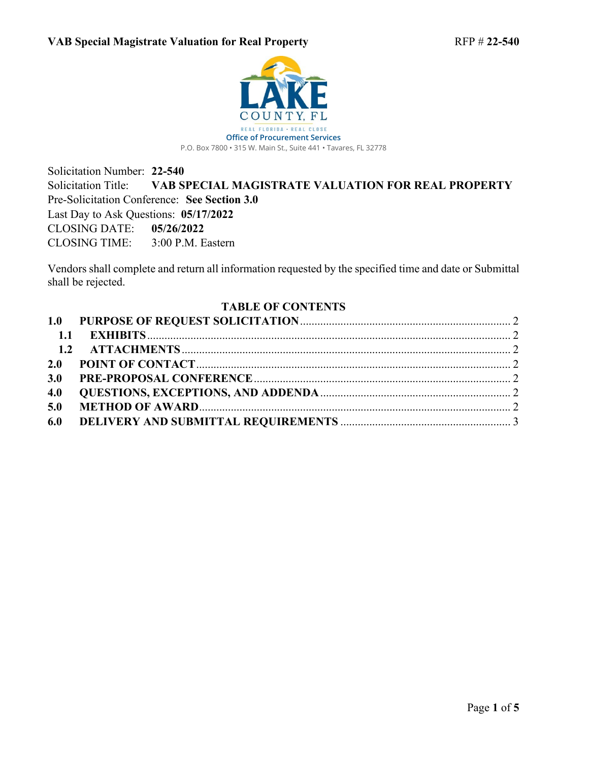LAKE COUNTY, FL

REAL FLORIDA · REAL CLOSE

Office of Procurement Services

P.O. Box 7800 • 315 W. Main St., Suite 441 • Tavares, FL 32778

Solicitation Number: **22-540**
Solicitation Title: **VAB SPECIAL MAGISTRATE VALUATION FOR REAL PROPERTY**
Pre-Solicitation Conference: **See Section 3.0**
Last Day to Ask Questions: **05/17/2022**
CLOSING DATE: **05/26/2022**
CLOSING TIME: 3:00 P.M. Eastern

Vendors shall complete and return all information requested by the specified time and date or Submittal shall be rejected.

## TABLE OF CONTENTS

**1.0 PURPOSE OF REQUEST SOLICITATION** .......... 2
  **1.1 EXHIBITS** .......... 2
  **1.2 ATTACHMENTS** .......... 2
**2.0 POINT OF CONTACT** .......... 2
**3.0 PRE-PROPOSAL CONFERENCE** .......... 2
**4.0 QUESTIONS, EXCEPTIONS, AND ADDENDA** .......... 2
**5.0 METHOD OF AWARD** .......... 2
**6.0 DELIVERY AND SUBMITTAL REQUIREMENTS** .......... 3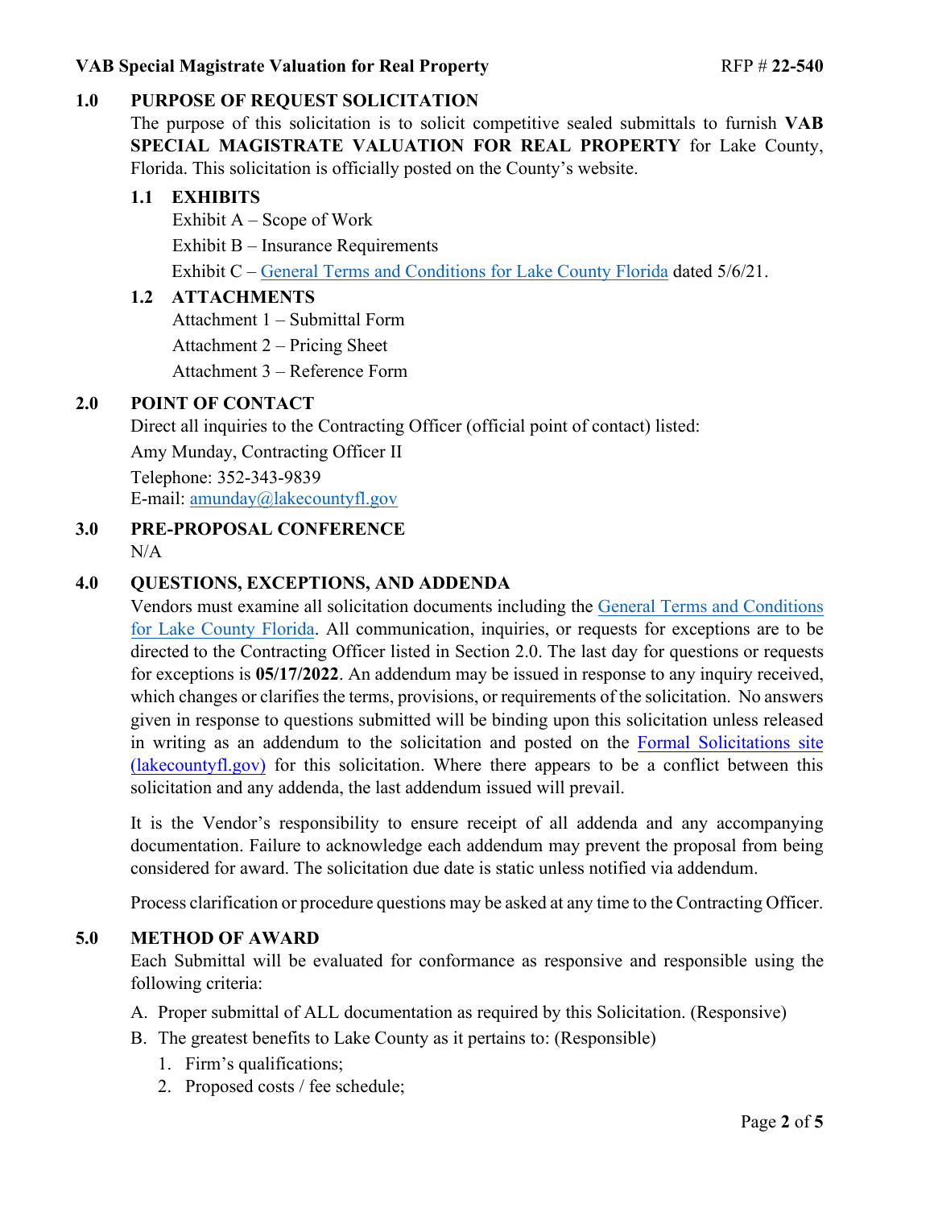## 1.0 PURPOSE OF REQUEST SOLICITATION

The purpose of this solicitation is to solicit competitive sealed submittals to furnish **VAB SPECIAL MAGISTRATE VALUATION FOR REAL PROPERTY** for Lake County, Florida. This solicitation is officially posted on the County's website.

### 1.1 EXHIBITS

Exhibit A – Scope of Work

Exhibit B – Insurance Requirements

Exhibit C – General Terms and Conditions for Lake County Florida dated 5/6/21.

### 1.2 ATTACHMENTS

Attachment 1 – Submittal Form

Attachment 2 – Pricing Sheet

Attachment 3 – Reference Form

## 2.0 POINT OF CONTACT

Direct all inquiries to the Contracting Officer (official point of contact) listed:

Amy Munday, Contracting Officer II

Telephone: 352-343-9839

E-mail: amunday@lakecountyfl.gov

## 3.0 PRE-PROPOSAL CONFERENCE

N/A

## 4.0 QUESTIONS, EXCEPTIONS, AND ADDENDA

Vendors must examine all solicitation documents including the General Terms and Conditions for Lake County Florida. All communication, inquiries, or requests for exceptions are to be directed to the Contracting Officer listed in Section 2.0. The last day for questions or requests for exceptions is **05/17/2022**. An addendum may be issued in response to any inquiry received, which changes or clarifies the terms, provisions, or requirements of the solicitation. No answers given in response to questions submitted will be binding upon this solicitation unless released in writing as an addendum to the solicitation and posted on the Formal Solicitations site (lakecountyfl.gov) for this solicitation. Where there appears to be a conflict between this solicitation and any addenda, the last addendum issued will prevail.

It is the Vendor's responsibility to ensure receipt of all addenda and any accompanying documentation. Failure to acknowledge each addendum may prevent the proposal from being considered for award. The solicitation due date is static unless notified via addendum.

Process clarification or procedure questions may be asked at any time to the Contracting Officer.

## 5.0 METHOD OF AWARD

Each Submittal will be evaluated for conformance as responsive and responsible using the following criteria:

A. Proper submittal of ALL documentation as required by this Solicitation. (Responsive)

B. The greatest benefits to Lake County as it pertains to: (Responsible)

1. Firm's qualifications;
2. Proposed costs / fee schedule;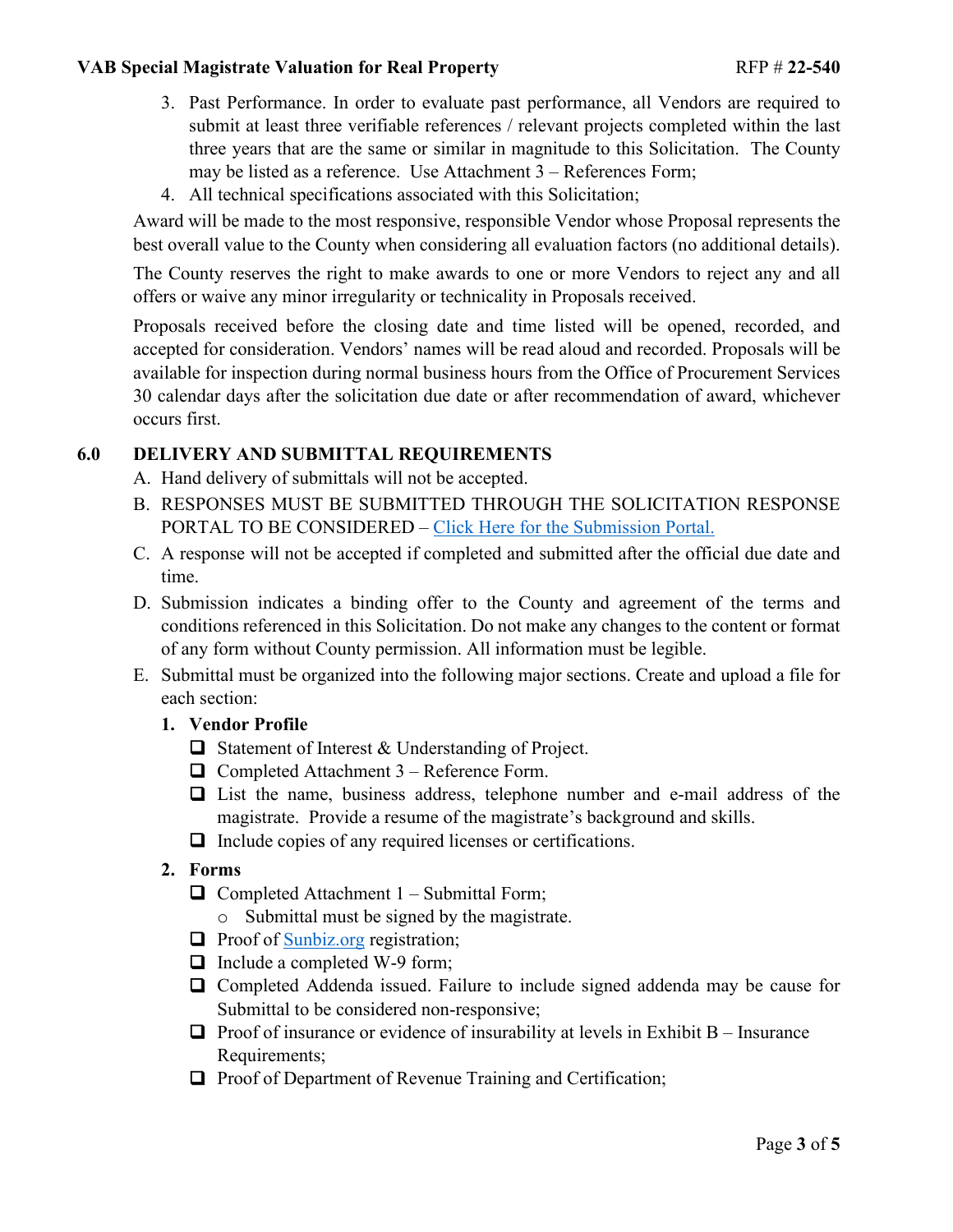3. Past Performance. In order to evaluate past performance, all Vendors are required to submit at least three verifiable references / relevant projects completed within the last three years that are the same or similar in magnitude to this Solicitation. The County may be listed as a reference. Use Attachment 3 – References Form;
4. All technical specifications associated with this Solicitation;

Award will be made to the most responsive, responsible Vendor whose Proposal represents the best overall value to the County when considering all evaluation factors (no additional details).

The County reserves the right to make awards to one or more Vendors to reject any and all offers or waive any minor irregularity or technicality in Proposals received.

Proposals received before the closing date and time listed will be opened, recorded, and accepted for consideration. Vendors' names will be read aloud and recorded. Proposals will be available for inspection during normal business hours from the Office of Procurement Services 30 calendar days after the solicitation due date or after recommendation of award, whichever occurs first.

## 6.0 DELIVERY AND SUBMITTAL REQUIREMENTS

A. Hand delivery of submittals will not be accepted.

B. RESPONSES MUST BE SUBMITTED THROUGH THE SOLICITATION RESPONSE PORTAL TO BE CONSIDERED – Click Here for the Submission Portal.

C. A response will not be accepted if completed and submitted after the official due date and time.

D. Submission indicates a binding offer to the County and agreement of the terms and conditions referenced in this Solicitation. Do not make any changes to the content or format of any form without County permission. All information must be legible.

E. Submittal must be organized into the following major sections. Create and upload a file for each section:

**1. Vendor Profile**

- ❑ Statement of Interest & Understanding of Project.
- ❑ Completed Attachment 3 – Reference Form.
- ❑ List the name, business address, telephone number and e-mail address of the magistrate. Provide a resume of the magistrate's background and skills.
- ❑ Include copies of any required licenses or certifications.

**2. Forms**

- ❑ Completed Attachment 1 – Submittal Form;
  - o Submittal must be signed by the magistrate.
- ❑ Proof of Sunbiz.org registration;
- ❑ Include a completed W-9 form;
- ❑ Completed Addenda issued. Failure to include signed addenda may be cause for Submittal to be considered non-responsive;
- ❑ Proof of insurance or evidence of insurability at levels in Exhibit B – Insurance Requirements;
- ❑ Proof of Department of Revenue Training and Certification;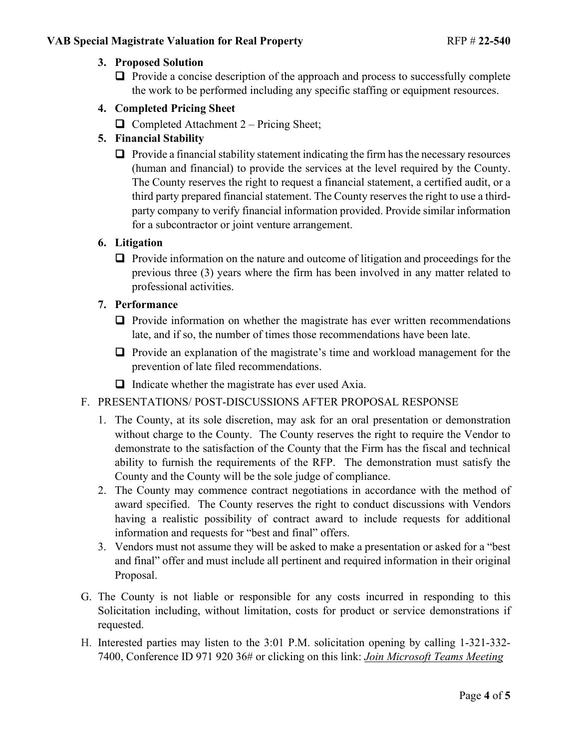**3. Proposed Solution**

- ❑ Provide a concise description of the approach and process to successfully complete the work to be performed including any specific staffing or equipment resources.

**4. Completed Pricing Sheet**

- ❑ Completed Attachment 2 – Pricing Sheet;

**5. Financial Stability**

- ❑ Provide a financial stability statement indicating the firm has the necessary resources (human and financial) to provide the services at the level required by the County. The County reserves the right to request a financial statement, a certified audit, or a third party prepared financial statement. The County reserves the right to use a third-party company to verify financial information provided. Provide similar information for a subcontractor or joint venture arrangement.

**6. Litigation**

- ❑ Provide information on the nature and outcome of litigation and proceedings for the previous three (3) years where the firm has been involved in any matter related to professional activities.

**7. Performance**

- ❑ Provide information on whether the magistrate has ever written recommendations late, and if so, the number of times those recommendations have been late.
- ❑ Provide an explanation of the magistrate's time and workload management for the prevention of late filed recommendations.
- ❑ Indicate whether the magistrate has ever used Axia.

F. PRESENTATIONS/ POST-DISCUSSIONS AFTER PROPOSAL RESPONSE

1. The County, at its sole discretion, may ask for an oral presentation or demonstration without charge to the County. The County reserves the right to require the Vendor to demonstrate to the satisfaction of the County that the Firm has the fiscal and technical ability to furnish the requirements of the RFP. The demonstration must satisfy the County and the County will be the sole judge of compliance.
2. The County may commence contract negotiations in accordance with the method of award specified. The County reserves the right to conduct discussions with Vendors having a realistic possibility of contract award to include requests for additional information and requests for "best and final" offers.
3. Vendors must not assume they will be asked to make a presentation or asked for a "best and final" offer and must include all pertinent and required information in their original Proposal.

G. The County is not liable or responsible for any costs incurred in responding to this Solicitation including, without limitation, costs for product or service demonstrations if requested.

H. Interested parties may listen to the 3:01 P.M. solicitation opening by calling 1-321-332-7400, Conference ID 971 920 36# or clicking on this link: *Join Microsoft Teams Meeting*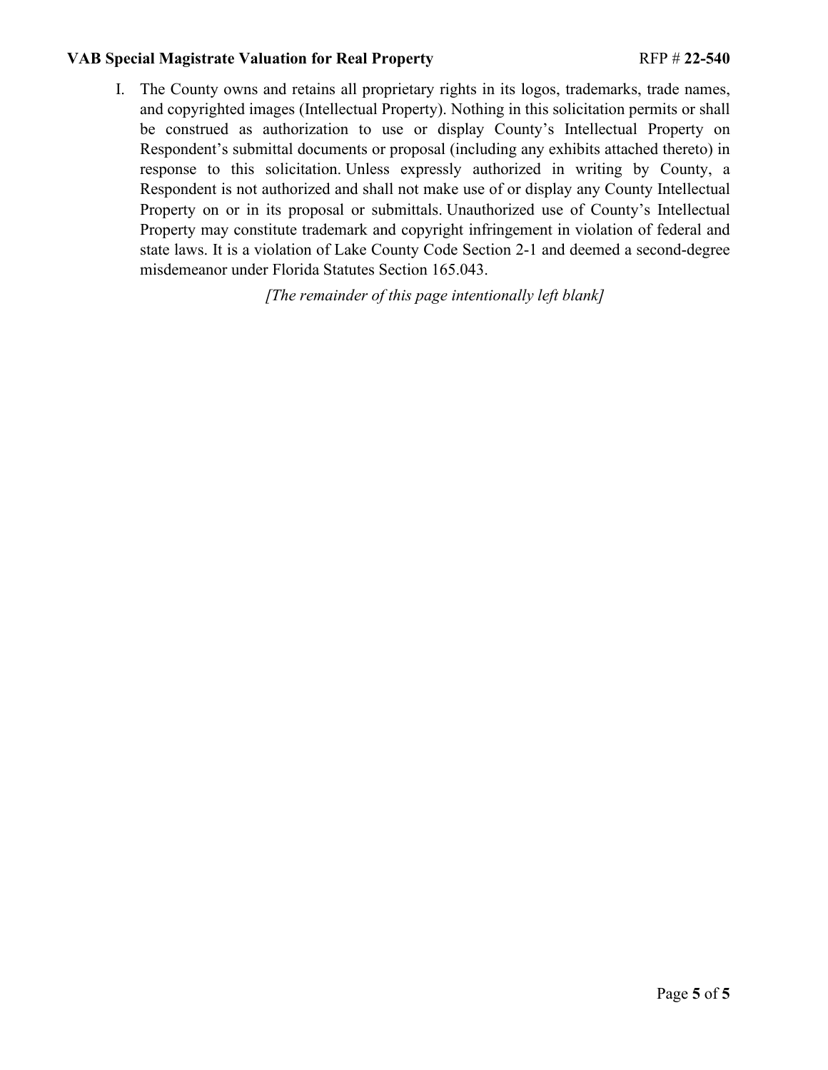I. The County owns and retains all proprietary rights in its logos, trademarks, trade names, and copyrighted images (Intellectual Property). Nothing in this solicitation permits or shall be construed as authorization to use or display County's Intellectual Property on Respondent's submittal documents or proposal (including any exhibits attached thereto) in response to this solicitation. Unless expressly authorized in writing by County, a Respondent is not authorized and shall not make use of or display any County Intellectual Property on or in its proposal or submittals. Unauthorized use of County's Intellectual Property may constitute trademark and copyright infringement in violation of federal and state laws. It is a violation of Lake County Code Section 2-1 and deemed a second-degree misdemeanor under Florida Statutes Section 165.043.

*[The remainder of this page intentionally left blank]*